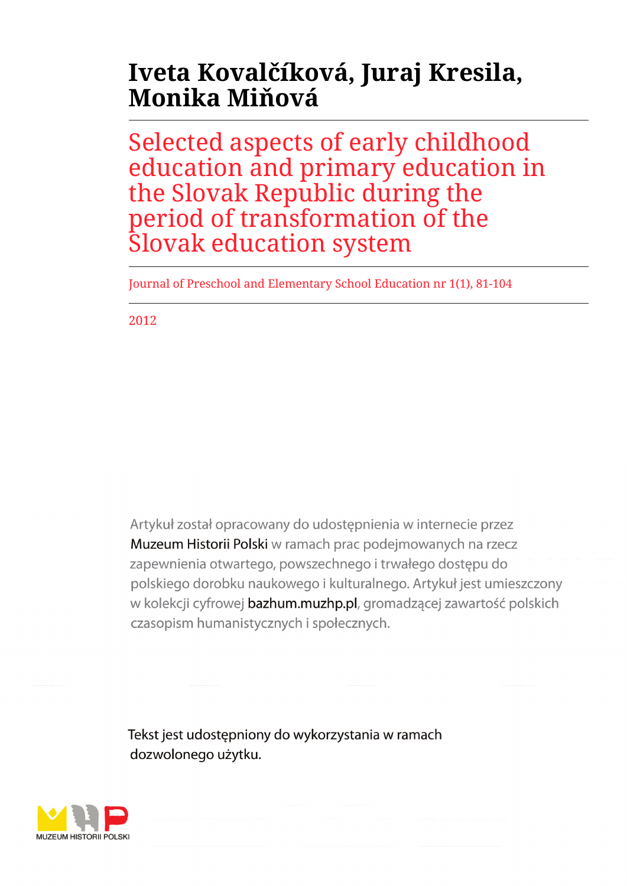**Iveta Kovalčíková, Juraj Kresila, Monika Miňová**

# Selected aspects of early childhood education and primary education in the Slovak Republic during the period of transformation of the Slovak education system

Journal of Preschool and Elementary School Education nr 1(1), 81-104

2012

Artykuł został opracowany do udostępnienia w internecie przez Muzeum Historii Polski w ramach prac podejmowanych na rzecz zapewnienia otwartego, powszechnego i trwałego dostępu do polskiego dorobku naukowego i kulturalnego. Artykuł jest umieszczony w kolekcji cyfrowej bazhum.muzhp.pl, gromadzącej zawartość polskich czasopism humanistycznych i społecznych.

Tekst jest udostępniony do wykorzystania w ramach dozwolonego użytku.

MUZEUM HISTORII POLSKI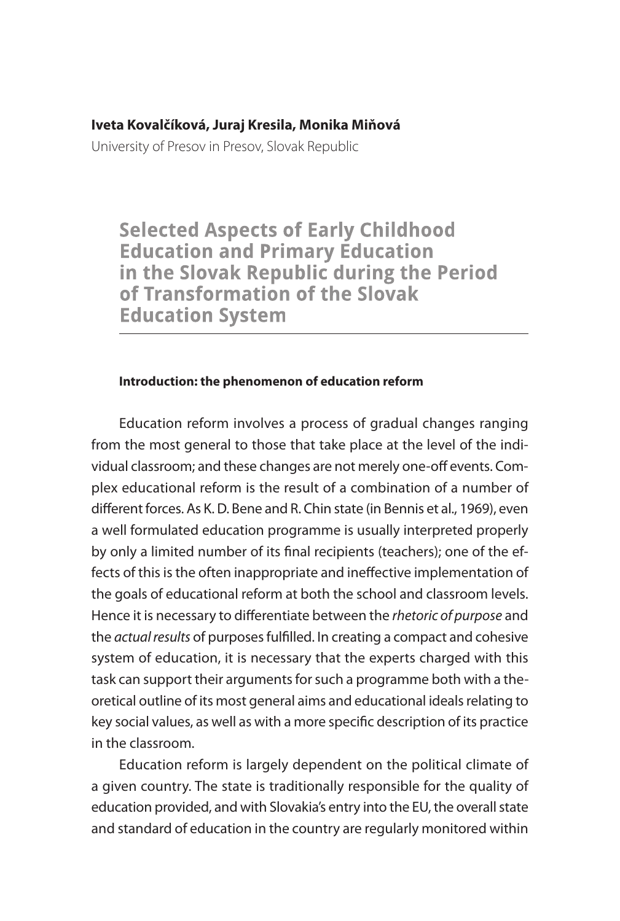**Iveta Kovalčíková, Juraj Kresila, Monika Miňová**
University of Presov in Presov, Slovak Republic

# Selected Aspects of Early Childhood Education and Primary Education in the Slovak Republic during the Period of Transformation of the Slovak Education System

### Introduction: the phenomenon of education reform

Education reform involves a process of gradual changes ranging from the most general to those that take place at the level of the individual classroom; and these changes are not merely one-off events. Complex educational reform is the result of a combination of a number of different forces. As K. D. Bene and R. Chin state (in Bennis et al., 1969), even a well formulated education programme is usually interpreted properly by only a limited number of its final recipients (teachers); one of the effects of this is the often inappropriate and ineffective implementation of the goals of educational reform at both the school and classroom levels. Hence it is necessary to differentiate between the *rhetoric of purpose* and the *actual results* of purposes fulfilled. In creating a compact and cohesive system of education, it is necessary that the experts charged with this task can support their arguments for such a programme both with a theoretical outline of its most general aims and educational ideals relating to key social values, as well as with a more specific description of its practice in the classroom.

Education reform is largely dependent on the political climate of a given country. The state is traditionally responsible for the quality of education provided, and with Slovakia's entry into the EU, the overall state and standard of education in the country are regularly monitored within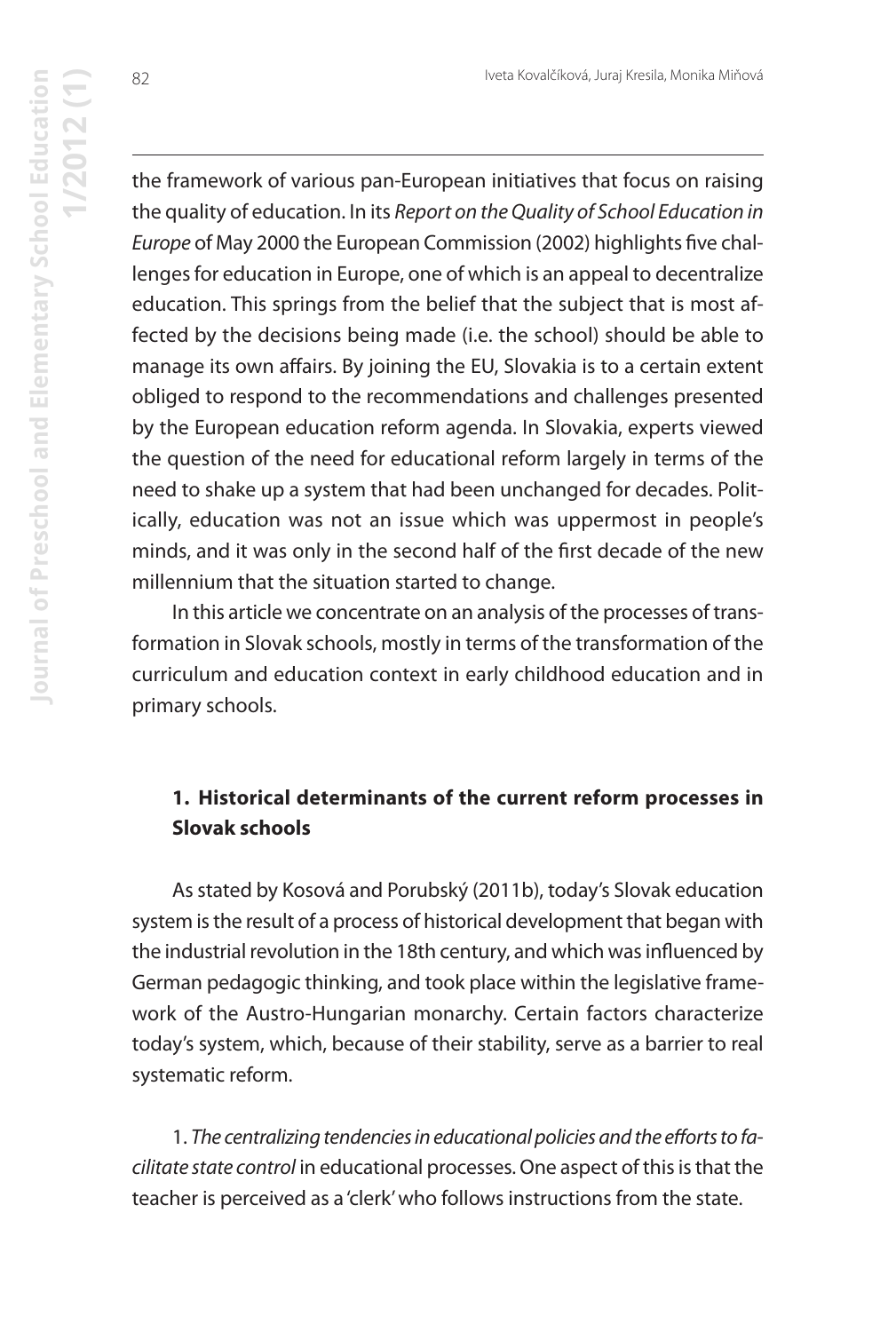the framework of various pan-European initiatives that focus on raising the quality of education. In its *Report on the Quality of School Education in Europe* of May 2000 the European Commission (2002) highlights five challenges for education in Europe, one of which is an appeal to decentralize education. This springs from the belief that the subject that is most affected by the decisions being made (i.e. the school) should be able to manage its own affairs. By joining the EU, Slovakia is to a certain extent obliged to respond to the recommendations and challenges presented by the European education reform agenda. In Slovakia, experts viewed the question of the need for educational reform largely in terms of the need to shake up a system that had been unchanged for decades. Politically, education was not an issue which was uppermost in people's minds, and it was only in the second half of the first decade of the new millennium that the situation started to change.

In this article we concentrate on an analysis of the processes of transformation in Slovak schools, mostly in terms of the transformation of the curriculum and education context in early childhood education and in primary schools.

## 1. Historical determinants of the current reform processes in Slovak schools

As stated by Kosová and Porubský (2011b), today's Slovak education system is the result of a process of historical development that began with the industrial revolution in the 18th century, and which was influenced by German pedagogic thinking, and took place within the legislative framework of the Austro-Hungarian monarchy. Certain factors characterize today's system, which, because of their stability, serve as a barrier to real systematic reform.

1. *The centralizing tendencies in educational policies and the efforts to facilitate state control* in educational processes. One aspect of this is that the teacher is perceived as a 'clerk' who follows instructions from the state.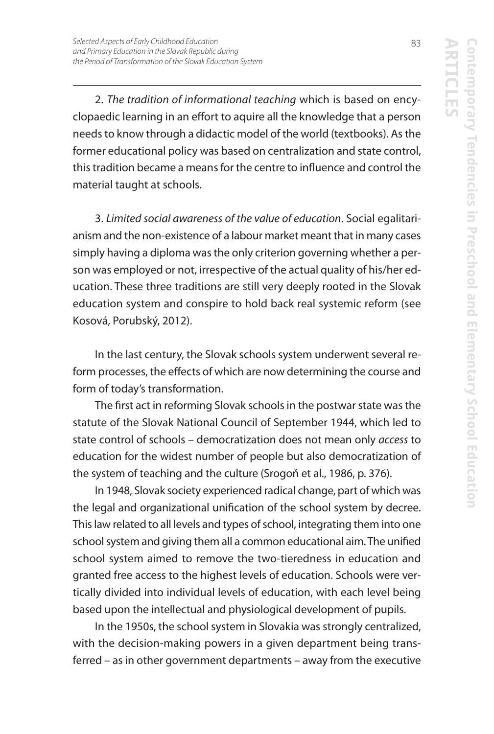2. *The tradition of informational teaching* which is based on encyclopaedic learning in an effort to aquire all the knowledge that a person needs to know through a didactic model of the world (textbooks). As the former educational policy was based on centralization and state control, this tradition became a means for the centre to influence and control the material taught at schools.

3. *Limited social awareness of the value of education*. Social egalitarianism and the non-existence of a labour market meant that in many cases simply having a diploma was the only criterion governing whether a person was employed or not, irrespective of the actual quality of his/her education. These three traditions are still very deeply rooted in the Slovak education system and conspire to hold back real systemic reform (see Kosová, Porubský, 2012).

In the last century, the Slovak schools system underwent several reform processes, the effects of which are now determining the course and form of today's transformation.

The first act in reforming Slovak schools in the postwar state was the statute of the Slovak National Council of September 1944, which led to state control of schools – democratization does not mean only *access* to education for the widest number of people but also democratization of the system of teaching and the culture (Srogoň et al., 1986, p. 376).

In 1948, Slovak society experienced radical change, part of which was the legal and organizational unification of the school system by decree. This law related to all levels and types of school, integrating them into one school system and giving them all a common educational aim. The unified school system aimed to remove the two-tieredness in education and granted free access to the highest levels of education. Schools were vertically divided into individual levels of education, with each level being based upon the intellectual and physiological development of pupils.

In the 1950s, the school system in Slovakia was strongly centralized, with the decision-making powers in a given department being transferred – as in other government departments – away from the executive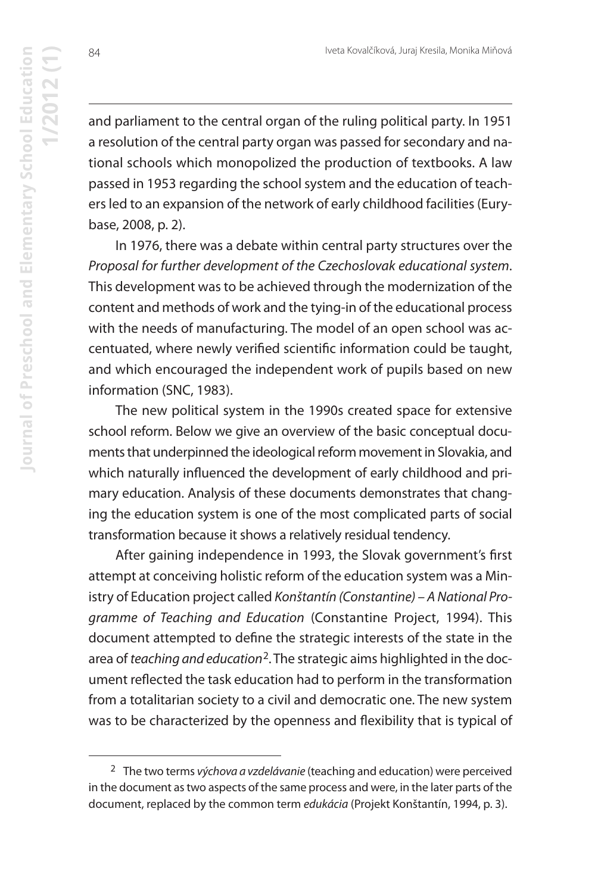and parliament to the central organ of the ruling political party. In 1951 a resolution of the central party organ was passed for secondary and national schools which monopolized the production of textbooks. A law passed in 1953 regarding the school system and the education of teachers led to an expansion of the network of early childhood facilities (Eurybase, 2008, p. 2).

In 1976, there was a debate within central party structures over the *Proposal for further development of the Czechoslovak educational system*. This development was to be achieved through the modernization of the content and methods of work and the tying-in of the educational process with the needs of manufacturing. The model of an open school was accentuated, where newly verified scientific information could be taught, and which encouraged the independent work of pupils based on new information (SNC, 1983).

The new political system in the 1990s created space for extensive school reform. Below we give an overview of the basic conceptual documents that underpinned the ideological reform movement in Slovakia, and which naturally influenced the development of early childhood and primary education. Analysis of these documents demonstrates that changing the education system is one of the most complicated parts of social transformation because it shows a relatively residual tendency.

After gaining independence in 1993, the Slovak government's first attempt at conceiving holistic reform of the education system was a Ministry of Education project called *Konštantín (Constantine) – A National Programme of Teaching and Education* (Constantine Project, 1994). This document attempted to define the strategic interests of the state in the area of *teaching and education*[2]. The strategic aims highlighted in the document reflected the task education had to perform in the transformation from a totalitarian society to a civil and democratic one. The new system was to be characterized by the openness and flexibility that is typical of

---

[2] The two terms *výchova a vzdelávanie* (teaching and education) were perceived in the document as two aspects of the same process and were, in the later parts of the document, replaced by the common term *edukácia* (Projekt Konštantín, 1994, p. 3).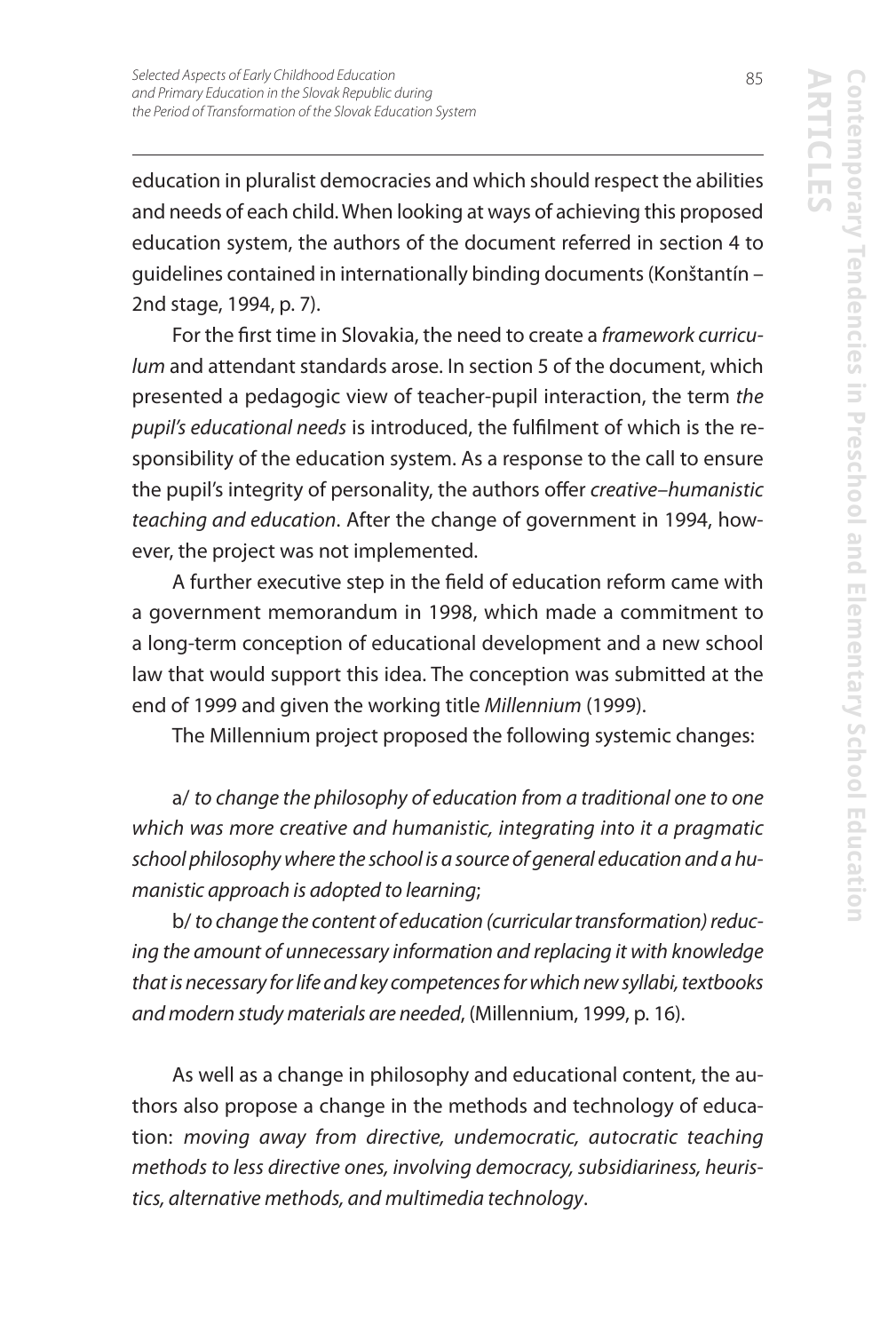education in pluralist democracies and which should respect the abilities and needs of each child. When looking at ways of achieving this proposed education system, the authors of the document referred in section 4 to guidelines contained in internationally binding documents (Konštantín – 2nd stage, 1994, p. 7).

For the first time in Slovakia, the need to create a *framework curriculum* and attendant standards arose. In section 5 of the document, which presented a pedagogic view of teacher-pupil interaction, the term *the pupil's educational needs* is introduced, the fulfilment of which is the responsibility of the education system. As a response to the call to ensure the pupil's integrity of personality, the authors offer *creative–humanistic teaching and education*. After the change of government in 1994, however, the project was not implemented.

A further executive step in the field of education reform came with a government memorandum in 1998, which made a commitment to a long-term conception of educational development and a new school law that would support this idea. The conception was submitted at the end of 1999 and given the working title *Millennium* (1999).

The Millennium project proposed the following systemic changes:

a/ *to change the philosophy of education from a traditional one to one which was more creative and humanistic, integrating into it a pragmatic school philosophy where the school is a source of general education and a humanistic approach is adopted to learning*;

b/ *to change the content of education (curricular transformation) reducing the amount of unnecessary information and replacing it with knowledge that is necessary for life and key competences for which new syllabi, textbooks and modern study materials are needed*, (Millennium, 1999, p. 16).

As well as a change in philosophy and educational content, the authors also propose a change in the methods and technology of education: *moving away from directive, undemocratic, autocratic teaching methods to less directive ones, involving democracy, subsidiariness, heuristics, alternative methods, and multimedia technology*.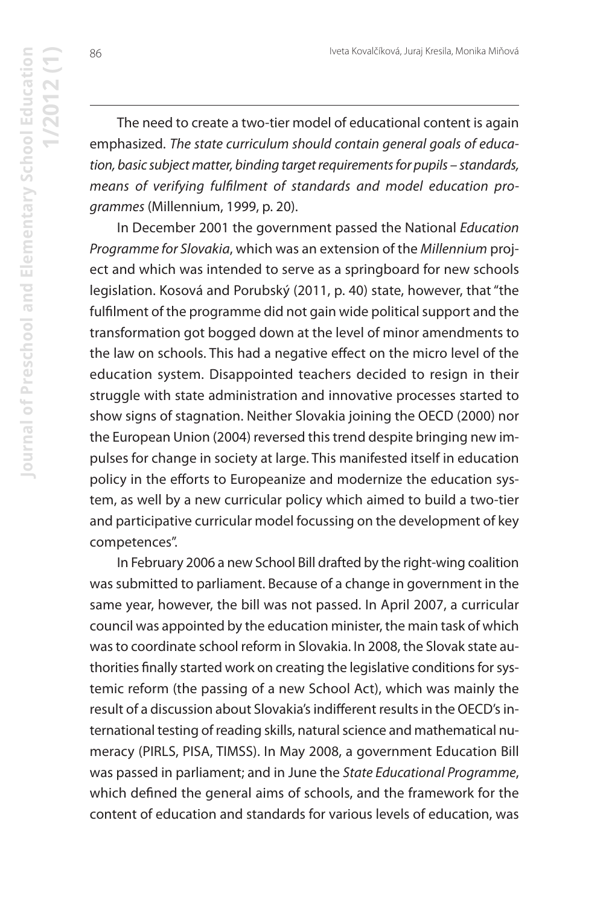The need to create a two-tier model of educational content is again emphasized. *The state curriculum should contain general goals of education, basic subject matter, binding target requirements for pupils – standards, means of verifying fulfilment of standards and model education programmes* (Millennium, 1999, p. 20).

In December 2001 the government passed the National *Education Programme for Slovakia*, which was an extension of the *Millennium* project and which was intended to serve as a springboard for new schools legislation. Kosová and Porubský (2011, p. 40) state, however, that "the fulfilment of the programme did not gain wide political support and the transformation got bogged down at the level of minor amendments to the law on schools. This had a negative effect on the micro level of the education system. Disappointed teachers decided to resign in their struggle with state administration and innovative processes started to show signs of stagnation. Neither Slovakia joining the OECD (2000) nor the European Union (2004) reversed this trend despite bringing new impulses for change in society at large. This manifested itself in education policy in the efforts to Europeanize and modernize the education system, as well by a new curricular policy which aimed to build a two-tier and participative curricular model focussing on the development of key competences".

In February 2006 a new School Bill drafted by the right-wing coalition was submitted to parliament. Because of a change in government in the same year, however, the bill was not passed. In April 2007, a curricular council was appointed by the education minister, the main task of which was to coordinate school reform in Slovakia. In 2008, the Slovak state authorities finally started work on creating the legislative conditions for systemic reform (the passing of a new School Act), which was mainly the result of a discussion about Slovakia's indifferent results in the OECD's international testing of reading skills, natural science and mathematical numeracy (PIRLS, PISA, TIMSS). In May 2008, a government Education Bill was passed in parliament; and in June the *State Educational Programme*, which defined the general aims of schools, and the framework for the content of education and standards for various levels of education, was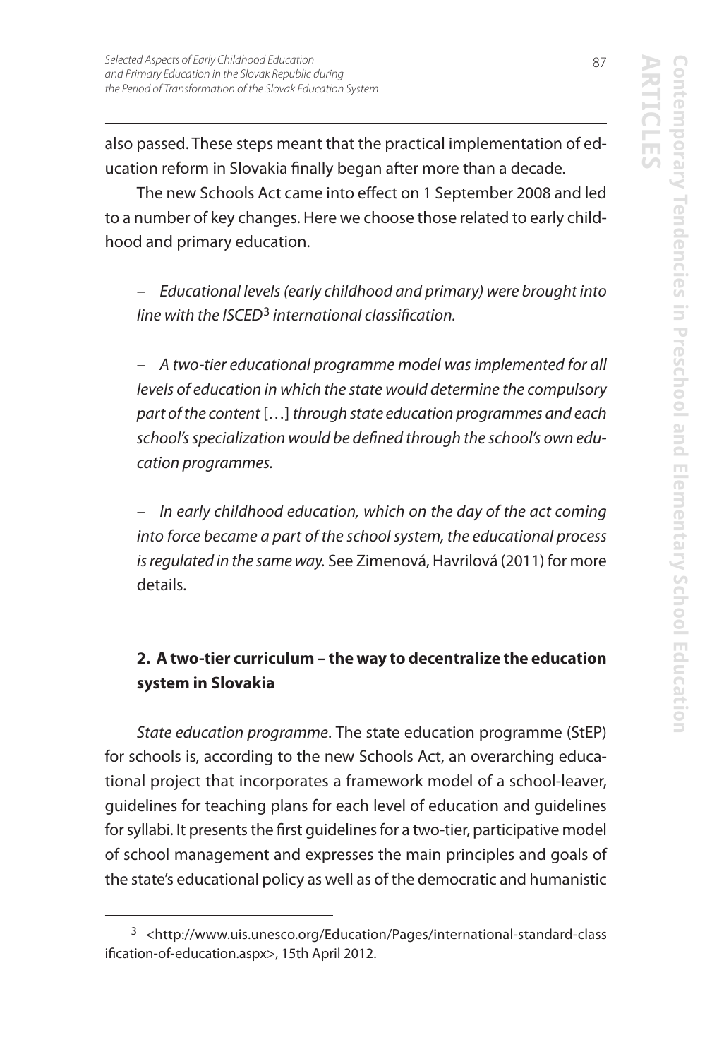also passed. These steps meant that the practical implementation of education reform in Slovakia finally began after more than a decade.

The new Schools Act came into effect on 1 September 2008 and led to a number of key changes. Here we choose those related to early childhood and primary education.

– *Educational levels (early childhood and primary) were brought into line with the ISCED*[3] *international classification.*

– *A two-tier educational programme model was implemented for all levels of education in which the state would determine the compulsory part of the content* […] *through state education programmes and each school's specialization would be defined through the school's own education programmes.*

– *In early childhood education, which on the day of the act coming into force became a part of the school system, the educational process is regulated in the same way.* See Zimenová, Havrilová (2011) for more details.

## 2. A two-tier curriculum – the way to decentralize the education system in Slovakia

*State education programme*. The state education programme (StEP) for schools is, according to the new Schools Act, an overarching educational project that incorporates a framework model of a school-leaver, guidelines for teaching plans for each level of education and guidelines for syllabi. It presents the first guidelines for a two-tier, participative model of school management and expresses the main principles and goals of the state's educational policy as well as of the democratic and humanistic

[3] <http://www.uis.unesco.org/Education/Pages/international-standard-classification-of-education.aspx>, 15th April 2012.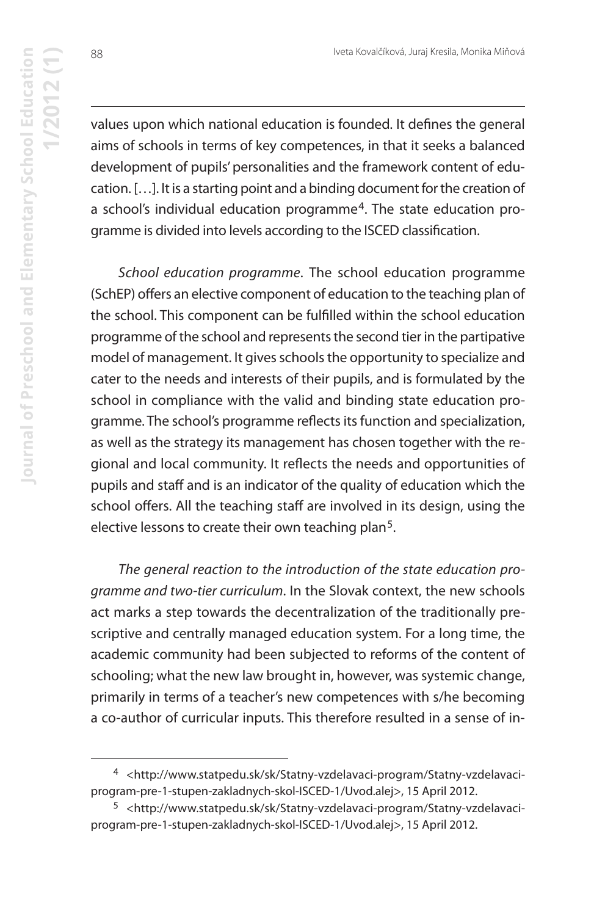values upon which national education is founded. It defines the general aims of schools in terms of key competences, in that it seeks a balanced development of pupils' personalities and the framework content of education. […]. It is a starting point and a binding document for the creation of a school's individual education programme[4]. The state education programme is divided into levels according to the ISCED classification.

*School education programme*. The school education programme (SchEP) offers an elective component of education to the teaching plan of the school. This component can be fulfilled within the school education programme of the school and represents the second tier in the partipative model of management. It gives schools the opportunity to specialize and cater to the needs and interests of their pupils, and is formulated by the school in compliance with the valid and binding state education programme. The school's programme reflects its function and specialization, as well as the strategy its management has chosen together with the regional and local community. It reflects the needs and opportunities of pupils and staff and is an indicator of the quality of education which the school offers. All the teaching staff are involved in its design, using the elective lessons to create their own teaching plan[5].

*The general reaction to the introduction of the state education programme and two-tier curriculum*. In the Slovak context, the new schools act marks a step towards the decentralization of the traditionally prescriptive and centrally managed education system. For a long time, the academic community had been subjected to reforms of the content of schooling; what the new law brought in, however, was systemic change, primarily in terms of a teacher's new competences with s/he becoming a co-author of curricular inputs. This therefore resulted in a sense of in-

---

[4] <http://www.statpedu.sk/sk/Statny-vzdelavaci-program/Statny-vzdelavaci-program-pre-1-stupen-zakladnych-skol-ISCED-1/Uvod.alej>, 15 April 2012.

[5] <http://www.statpedu.sk/sk/Statny-vzdelavaci-program/Statny-vzdelavaci-program-pre-1-stupen-zakladnych-skol-ISCED-1/Uvod.alej>, 15 April 2012.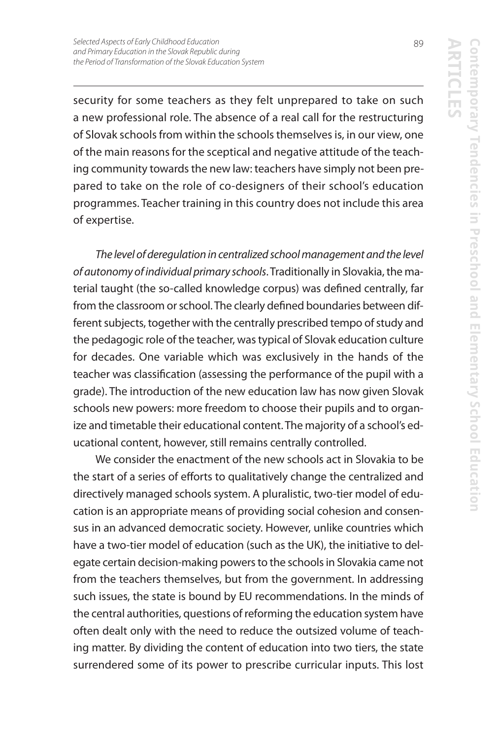security for some teachers as they felt unprepared to take on such a new professional role. The absence of a real call for the restructuring of Slovak schools from within the schools themselves is, in our view, one of the main reasons for the sceptical and negative attitude of the teaching community towards the new law: teachers have simply not been prepared to take on the role of co-designers of their school's education programmes. Teacher training in this country does not include this area of expertise.

*The level of deregulation in centralized school management and the level of autonomy of individual primary schools*. Traditionally in Slovakia, the material taught (the so-called knowledge corpus) was defined centrally, far from the classroom or school. The clearly defined boundaries between different subjects, together with the centrally prescribed tempo of study and the pedagogic role of the teacher, was typical of Slovak education culture for decades. One variable which was exclusively in the hands of the teacher was classification (assessing the performance of the pupil with a grade). The introduction of the new education law has now given Slovak schools new powers: more freedom to choose their pupils and to organize and timetable their educational content. The majority of a school's educational content, however, still remains centrally controlled.

We consider the enactment of the new schools act in Slovakia to be the start of a series of efforts to qualitatively change the centralized and directively managed schools system. A pluralistic, two-tier model of education is an appropriate means of providing social cohesion and consensus in an advanced democratic society. However, unlike countries which have a two-tier model of education (such as the UK), the initiative to delegate certain decision-making powers to the schools in Slovakia came not from the teachers themselves, but from the government. In addressing such issues, the state is bound by EU recommendations. In the minds of the central authorities, questions of reforming the education system have often dealt only with the need to reduce the outsized volume of teaching matter. By dividing the content of education into two tiers, the state surrendered some of its power to prescribe curricular inputs. This lost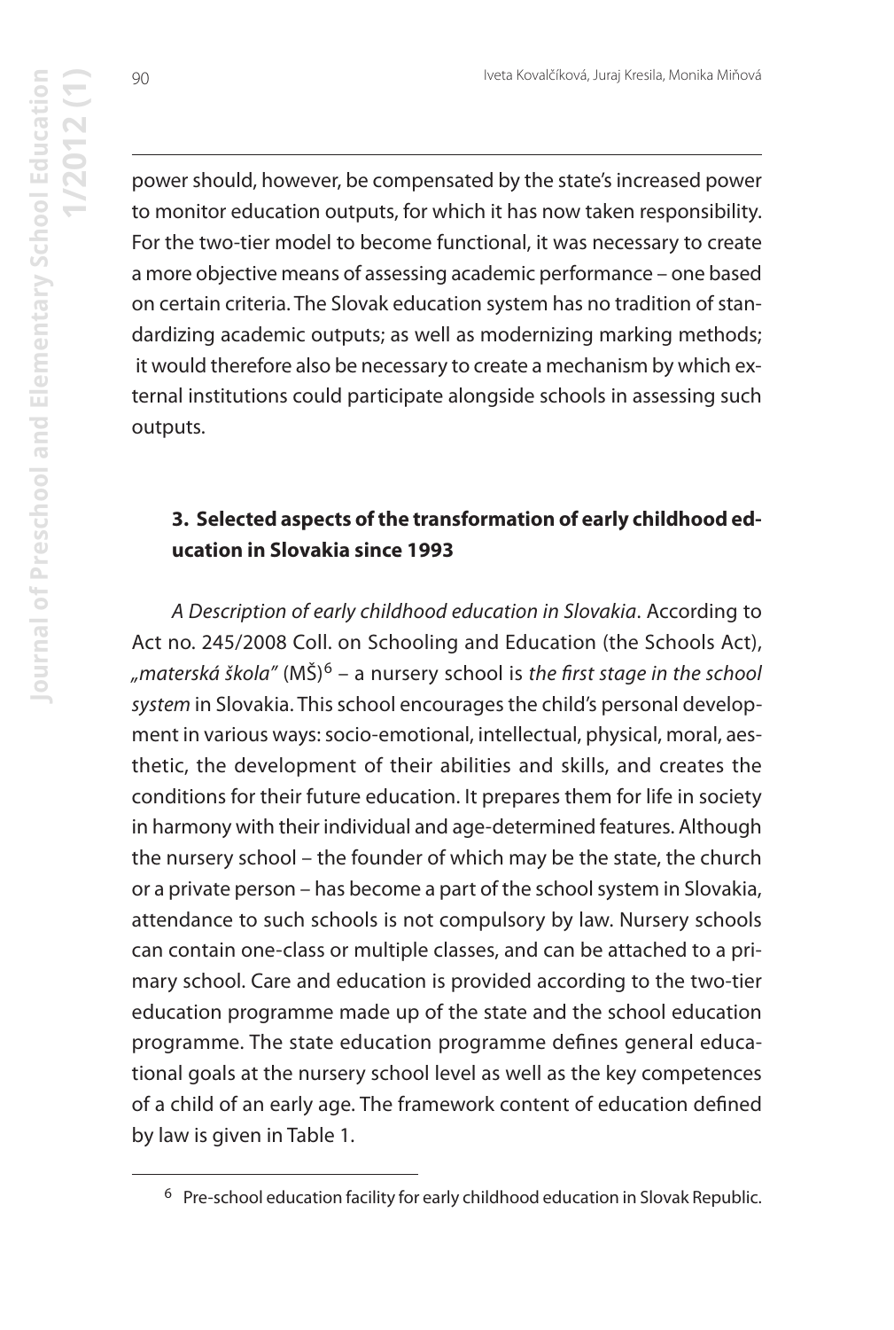power should, however, be compensated by the state's increased power to monitor education outputs, for which it has now taken responsibility. For the two-tier model to become functional, it was necessary to create a more objective means of assessing academic performance – one based on certain criteria. The Slovak education system has no tradition of standardizing academic outputs; as well as modernizing marking methods; it would therefore also be necessary to create a mechanism by which external institutions could participate alongside schools in assessing such outputs.

## 3. Selected aspects of the transformation of early childhood education in Slovakia since 1993

*A Description of early childhood education in Slovakia*. According to Act no. 245/2008 Coll. on Schooling and Education (the Schools Act), *„materská škola"* (MŠ)[6] – a nursery school is *the first stage in the school system* in Slovakia. This school encourages the child's personal development in various ways: socio-emotional, intellectual, physical, moral, aesthetic, the development of their abilities and skills, and creates the conditions for their future education. It prepares them for life in society in harmony with their individual and age-determined features. Although the nursery school – the founder of which may be the state, the church or a private person – has become a part of the school system in Slovakia, attendance to such schools is not compulsory by law. Nursery schools can contain one-class or multiple classes, and can be attached to a primary school. Care and education is provided according to the two-tier education programme made up of the state and the school education programme. The state education programme defines general educational goals at the nursery school level as well as the key competences of a child of an early age. The framework content of education defined by law is given in Table 1.

[6] Pre-school education facility for early childhood education in Slovak Republic.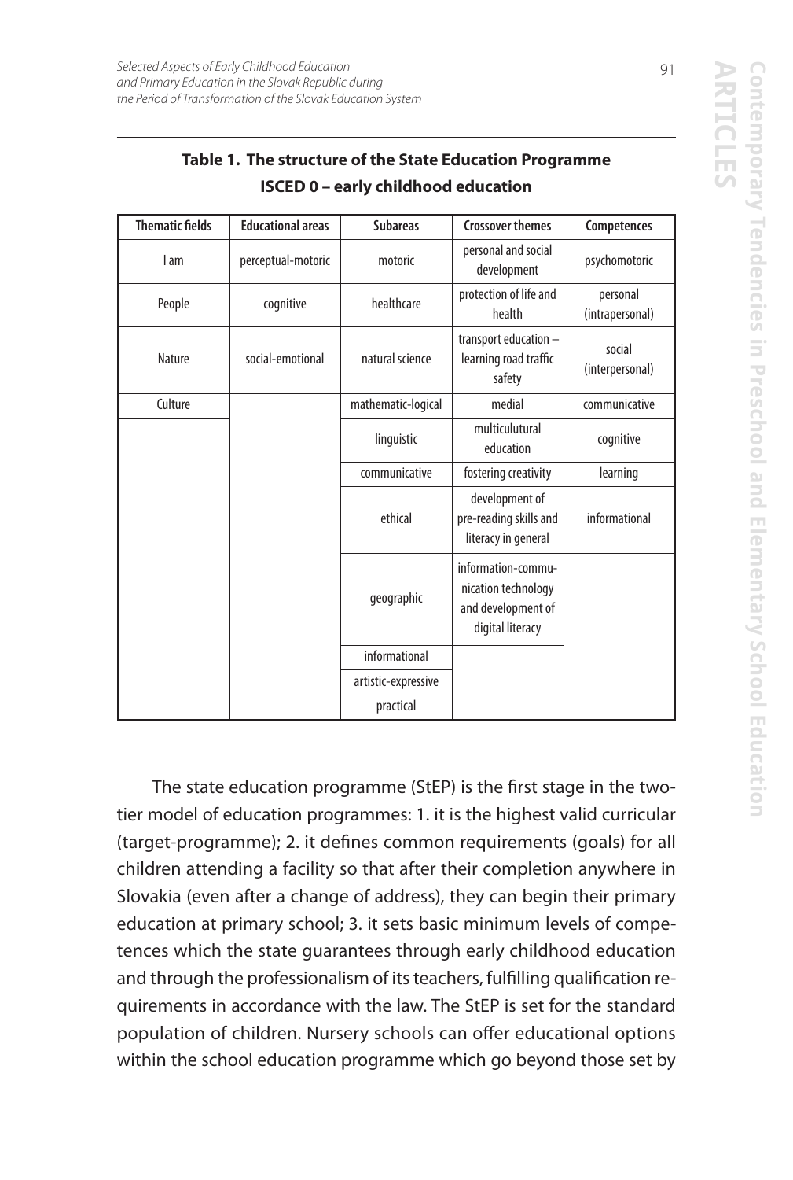**Table 1. The structure of the State Education Programme ISCED 0 – early childhood education**

| Thematic fields | Educational areas | Subareas | Crossover themes | Competences |
|---|---|---|---|---|
| I am | perceptual-motoric | motoric | personal and social development | psychomotoric |
| People | cognitive | healthcare | protection of life and health | personal (intrapersonal) |
| Nature | social-emotional | natural science | transport education – learning road traffic safety | social (interpersonal) |
| Culture | | mathematic-logical | medial | communicative |
| | | linguistic | multiculutural education | cognitive |
| | | communicative | fostering creativity | learning |
| | | ethical | development of pre-reading skills and literacy in general | informational |
| | | geographic | information-communication technology and development of digital literacy | |
| | | informational | | |
| | | artistic-expressive | | |
| | | practical | | |

The state education programme (StEP) is the first stage in the two-tier model of education programmes: 1. it is the highest valid curricular (target-programme); 2. it defines common requirements (goals) for all children attending a facility so that after their completion anywhere in Slovakia (even after a change of address), they can begin their primary education at primary school; 3. it sets basic minimum levels of competences which the state guarantees through early childhood education and through the professionalism of its teachers, fulfilling qualification requirements in accordance with the law. The StEP is set for the standard population of children. Nursery schools can offer educational options within the school education programme which go beyond those set by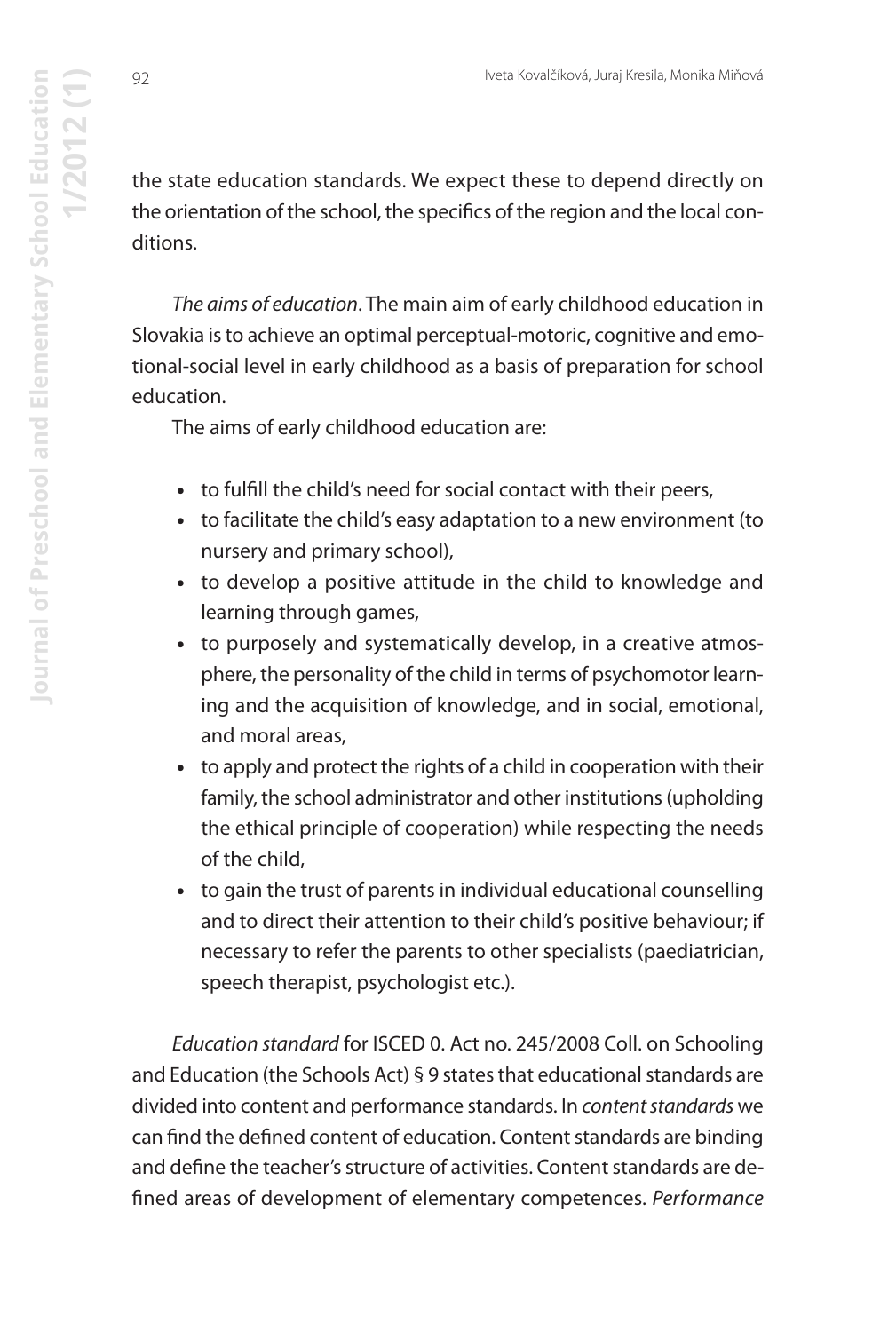the state education standards. We expect these to depend directly on the orientation of the school, the specifics of the region and the local conditions.

*The aims of education*. The main aim of early childhood education in Slovakia is to achieve an optimal perceptual-motoric, cognitive and emotional-social level in early childhood as a basis of preparation for school education.

The aims of early childhood education are:

- to fulfill the child's need for social contact with their peers,
- to facilitate the child's easy adaptation to a new environment (to nursery and primary school),
- to develop a positive attitude in the child to knowledge and learning through games,
- to purposely and systematically develop, in a creative atmosphere, the personality of the child in terms of psychomotor learning and the acquisition of knowledge, and in social, emotional, and moral areas,
- to apply and protect the rights of a child in cooperation with their family, the school administrator and other institutions (upholding the ethical principle of cooperation) while respecting the needs of the child,
- to gain the trust of parents in individual educational counselling and to direct their attention to their child's positive behaviour; if necessary to refer the parents to other specialists (paediatrician, speech therapist, psychologist etc.).

*Education standard* for ISCED 0. Act no. 245/2008 Coll. on Schooling and Education (the Schools Act) § 9 states that educational standards are divided into content and performance standards. In *content standards* we can find the defined content of education. Content standards are binding and define the teacher's structure of activities. Content standards are defined areas of development of elementary competences. *Performance*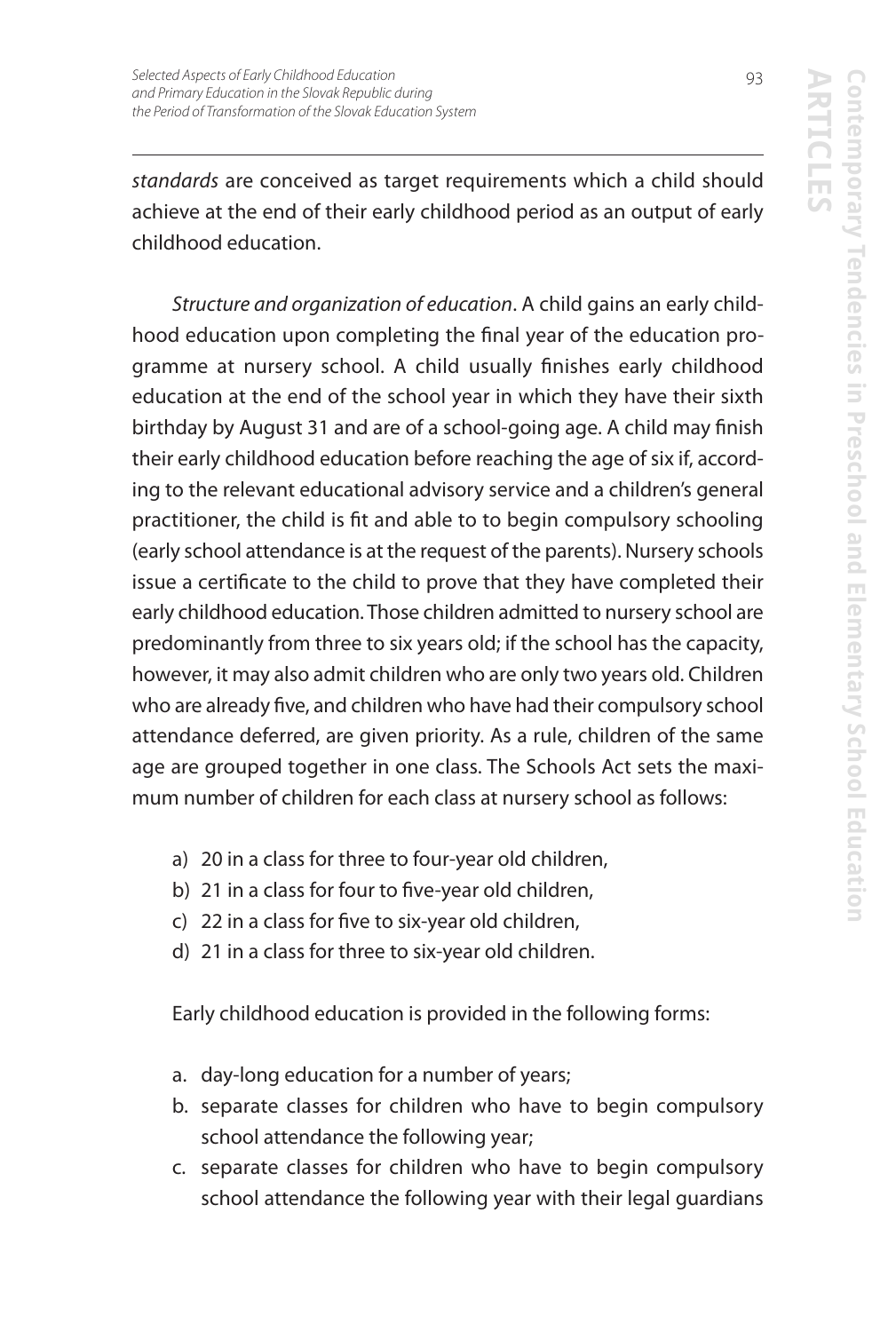*standards* are conceived as target requirements which a child should achieve at the end of their early childhood period as an output of early childhood education.

*Structure and organization of education*. A child gains an early childhood education upon completing the final year of the education programme at nursery school. A child usually finishes early childhood education at the end of the school year in which they have their sixth birthday by August 31 and are of a school-going age. A child may finish their early childhood education before reaching the age of six if, according to the relevant educational advisory service and a children's general practitioner, the child is fit and able to to begin compulsory schooling (early school attendance is at the request of the parents). Nursery schools issue a certificate to the child to prove that they have completed their early childhood education. Those children admitted to nursery school are predominantly from three to six years old; if the school has the capacity, however, it may also admit children who are only two years old. Children who are already five, and children who have had their compulsory school attendance deferred, are given priority. As a rule, children of the same age are grouped together in one class. The Schools Act sets the maximum number of children for each class at nursery school as follows:

a) 20 in a class for three to four-year old children,
b) 21 in a class for four to five-year old children,
c) 22 in a class for five to six-year old children,
d) 21 in a class for three to six-year old children.

Early childhood education is provided in the following forms:

a. day-long education for a number of years;
b. separate classes for children who have to begin compulsory school attendance the following year;
c. separate classes for children who have to begin compulsory school attendance the following year with their legal guardians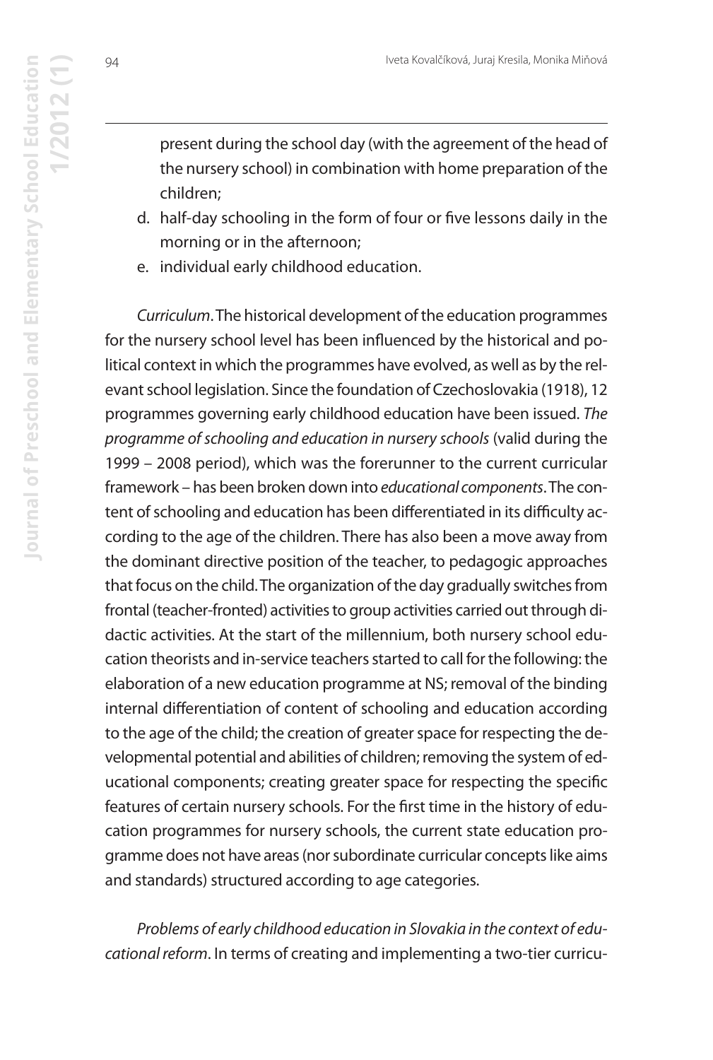present during the school day (with the agreement of the head of the nursery school) in combination with home preparation of the children;

d. half-day schooling in the form of four or five lessons daily in the morning or in the afternoon;
e. individual early childhood education.

*Curriculum*. The historical development of the education programmes for the nursery school level has been influenced by the historical and political context in which the programmes have evolved, as well as by the relevant school legislation. Since the foundation of Czechoslovakia (1918), 12 programmes governing early childhood education have been issued. *The programme of schooling and education in nursery schools* (valid during the 1999 – 2008 period), which was the forerunner to the current curricular framework – has been broken down into *educational components*. The content of schooling and education has been differentiated in its difficulty according to the age of the children. There has also been a move away from the dominant directive position of the teacher, to pedagogic approaches that focus on the child. The organization of the day gradually switches from frontal (teacher-fronted) activities to group activities carried out through didactic activities. At the start of the millennium, both nursery school education theorists and in-service teachers started to call for the following: the elaboration of a new education programme at NS; removal of the binding internal differentiation of content of schooling and education according to the age of the child; the creation of greater space for respecting the developmental potential and abilities of children; removing the system of educational components; creating greater space for respecting the specific features of certain nursery schools. For the first time in the history of education programmes for nursery schools, the current state education programme does not have areas (nor subordinate curricular concepts like aims and standards) structured according to age categories.

*Problems of early childhood education in Slovakia in the context of educational reform*. In terms of creating and implementing a two-tier curricu-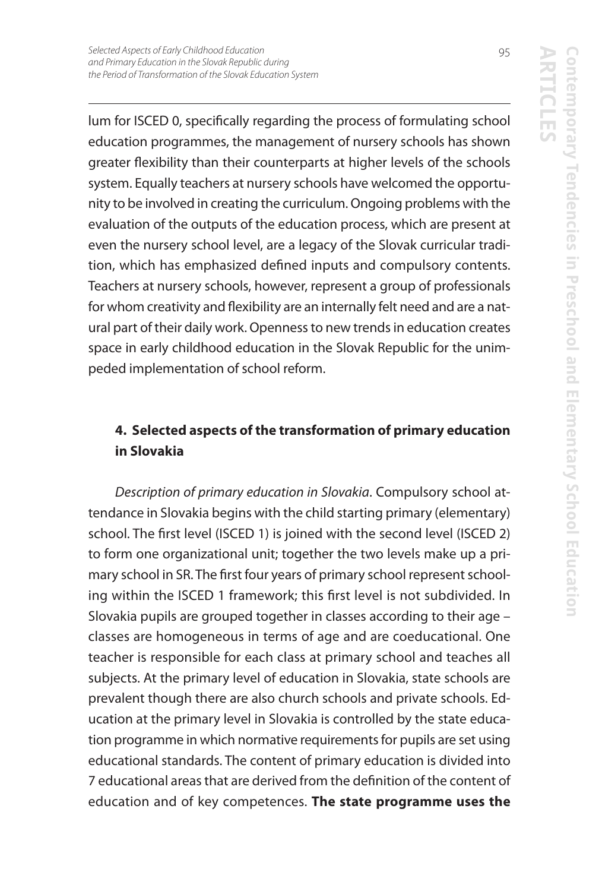lum for ISCED 0, specifically regarding the process of formulating school education programmes, the management of nursery schools has shown greater flexibility than their counterparts at higher levels of the schools system. Equally teachers at nursery schools have welcomed the opportunity to be involved in creating the curriculum. Ongoing problems with the evaluation of the outputs of the education process, which are present at even the nursery school level, are a legacy of the Slovak curricular tradition, which has emphasized defined inputs and compulsory contents. Teachers at nursery schools, however, represent a group of professionals for whom creativity and flexibility are an internally felt need and are a natural part of their daily work. Openness to new trends in education creates space in early childhood education in the Slovak Republic for the unimpeded implementation of school reform.

## 4. Selected aspects of the transformation of primary education in Slovakia

*Description of primary education in Slovakia*. Compulsory school attendance in Slovakia begins with the child starting primary (elementary) school. The first level (ISCED 1) is joined with the second level (ISCED 2) to form one organizational unit; together the two levels make up a primary school in SR. The first four years of primary school represent schooling within the ISCED 1 framework; this first level is not subdivided. In Slovakia pupils are grouped together in classes according to their age – classes are homogeneous in terms of age and are coeducational. One teacher is responsible for each class at primary school and teaches all subjects. At the primary level of education in Slovakia, state schools are prevalent though there are also church schools and private schools. Education at the primary level in Slovakia is controlled by the state education programme in which normative requirements for pupils are set using educational standards. The content of primary education is divided into 7 educational areas that are derived from the definition of the content of education and of key competences. **The state programme uses the**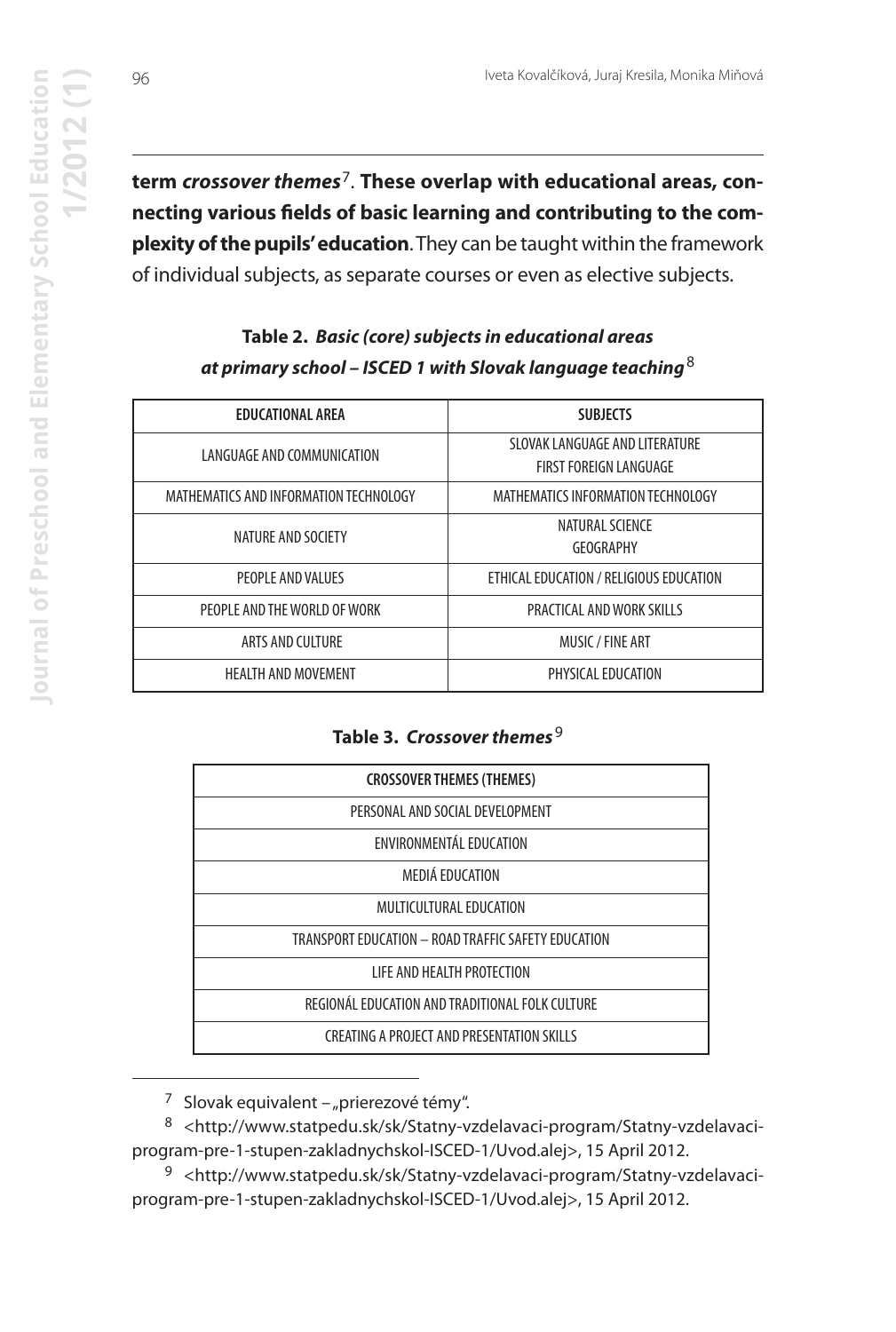**term *crossover themes*[7]. These overlap with educational areas, connecting various fields of basic learning and contributing to the complexity of the pupils' education**. They can be taught within the framework of individual subjects, as separate courses or even as elective subjects.

**Table 2. *Basic (core) subjects in educational areas at primary school – ISCED 1 with Slovak language teaching*[8]**

| EDUCATIONAL AREA | SUBJECTS |
|---|---|
| LANGUAGE AND COMMUNICATION | SLOVAK LANGUAGE AND LITERATURE<br>FIRST FOREIGN LANGUAGE |
| MATHEMATICS AND INFORMATION TECHNOLOGY | MATHEMATICS INFORMATION TECHNOLOGY |
| NATURE AND SOCIETY | NATURAL SCIENCE<br>GEOGRAPHY |
| PEOPLE AND VALUES | ETHICAL EDUCATION / RELIGIOUS EDUCATION |
| PEOPLE AND THE WORLD OF WORK | PRACTICAL AND WORK SKILLS |
| ARTS AND CULTURE | MUSIC / FINE ART |
| HEALTH AND MOVEMENT | PHYSICAL EDUCATION |

**Table 3. *Crossover themes*[9]**

| CROSSOVER THEMES (THEMES) |
|---|
| PERSONAL AND SOCIAL DEVELOPMENT |
| ENVIRONMENTÁL EDUCATION |
| MEDIÁ EDUCATION |
| MULTICULTURAL EDUCATION |
| TRANSPORT EDUCATION – ROAD TRAFFIC SAFETY EDUCATION |
| LIFE AND HEALTH PROTECTION |
| REGIONÁL EDUCATION AND TRADITIONAL FOLK CULTURE |
| CREATING A PROJECT AND PRESENTATION SKILLS |

[7] Slovak equivalent – „prierezové témy".

[8] <http://www.statpedu.sk/sk/Statny-vzdelavaci-program/Statny-vzdelavaci-program-pre-1-stupen-zakladnychskol-ISCED-1/Uvod.alej>, 15 April 2012.

[9] <http://www.statpedu.sk/sk/Statny-vzdelavaci-program/Statny-vzdelavaci-program-pre-1-stupen-zakladnychskol-ISCED-1/Uvod.alej>, 15 April 2012.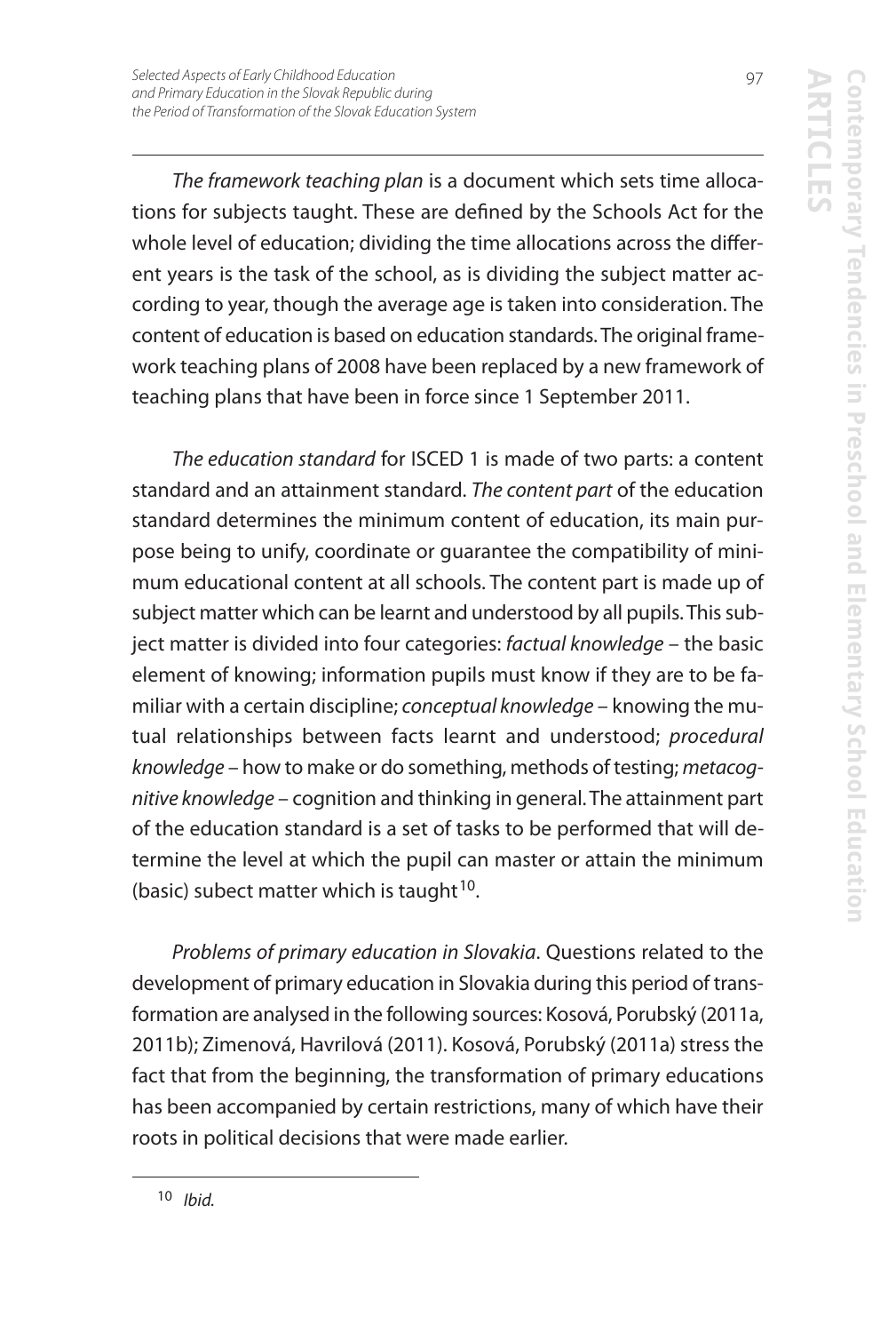*The framework teaching plan* is a document which sets time allocations for subjects taught. These are defined by the Schools Act for the whole level of education; dividing the time allocations across the different years is the task of the school, as is dividing the subject matter according to year, though the average age is taken into consideration. The content of education is based on education standards. The original framework teaching plans of 2008 have been replaced by a new framework of teaching plans that have been in force since 1 September 2011.

*The education standard* for ISCED 1 is made of two parts: a content standard and an attainment standard. *The content part* of the education standard determines the minimum content of education, its main purpose being to unify, coordinate or guarantee the compatibility of minimum educational content at all schools. The content part is made up of subject matter which can be learnt and understood by all pupils. This subject matter is divided into four categories: *factual knowledge* – the basic element of knowing; information pupils must know if they are to be familiar with a certain discipline; *conceptual knowledge* – knowing the mutual relationships between facts learnt and understood; *procedural knowledge* – how to make or do something, methods of testing; *metacognitive knowledge* – cognition and thinking in general. The attainment part of the education standard is a set of tasks to be performed that will determine the level at which the pupil can master or attain the minimum (basic) subect matter which is taught[10].

*Problems of primary education in Slovakia*. Questions related to the development of primary education in Slovakia during this period of transformation are analysed in the following sources: Kosová, Porubský (2011a, 2011b); Zimenová, Havrilová (2011). Kosová, Porubský (2011a) stress the fact that from the beginning, the transformation of primary educations has been accompanied by certain restrictions, many of which have their roots in political decisions that were made earlier.

[10] *Ibid.*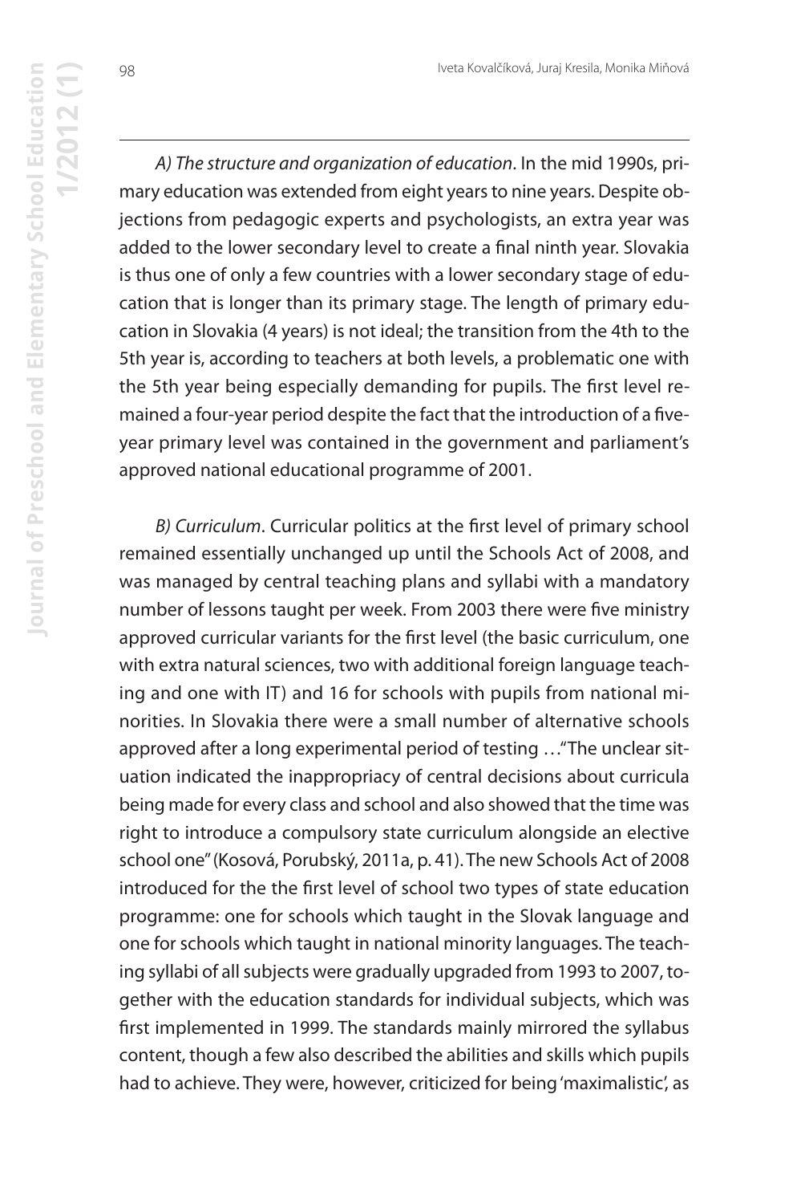*A) The structure and organization of education*. In the mid 1990s, primary education was extended from eight years to nine years. Despite objections from pedagogic experts and psychologists, an extra year was added to the lower secondary level to create a final ninth year. Slovakia is thus one of only a few countries with a lower secondary stage of education that is longer than its primary stage. The length of primary education in Slovakia (4 years) is not ideal; the transition from the 4th to the 5th year is, according to teachers at both levels, a problematic one with the 5th year being especially demanding for pupils. The first level remained a four-year period despite the fact that the introduction of a five-year primary level was contained in the government and parliament's approved national educational programme of 2001.

*B) Curriculum*. Curricular politics at the first level of primary school remained essentially unchanged up until the Schools Act of 2008, and was managed by central teaching plans and syllabi with a mandatory number of lessons taught per week. From 2003 there were five ministry approved curricular variants for the first level (the basic curriculum, one with extra natural sciences, two with additional foreign language teaching and one with IT) and 16 for schools with pupils from national minorities. In Slovakia there were a small number of alternative schools approved after a long experimental period of testing …"The unclear situation indicated the inappropriacy of central decisions about curricula being made for every class and school and also showed that the time was right to introduce a compulsory state curriculum alongside an elective school one" (Kosová, Porubský, 2011a, p. 41). The new Schools Act of 2008 introduced for the the first level of school two types of state education programme: one for schools which taught in the Slovak language and one for schools which taught in national minority languages. The teaching syllabi of all subjects were gradually upgraded from 1993 to 2007, together with the education standards for individual subjects, which was first implemented in 1999. The standards mainly mirrored the syllabus content, though a few also described the abilities and skills which pupils had to achieve. They were, however, criticized for being 'maximalistic', as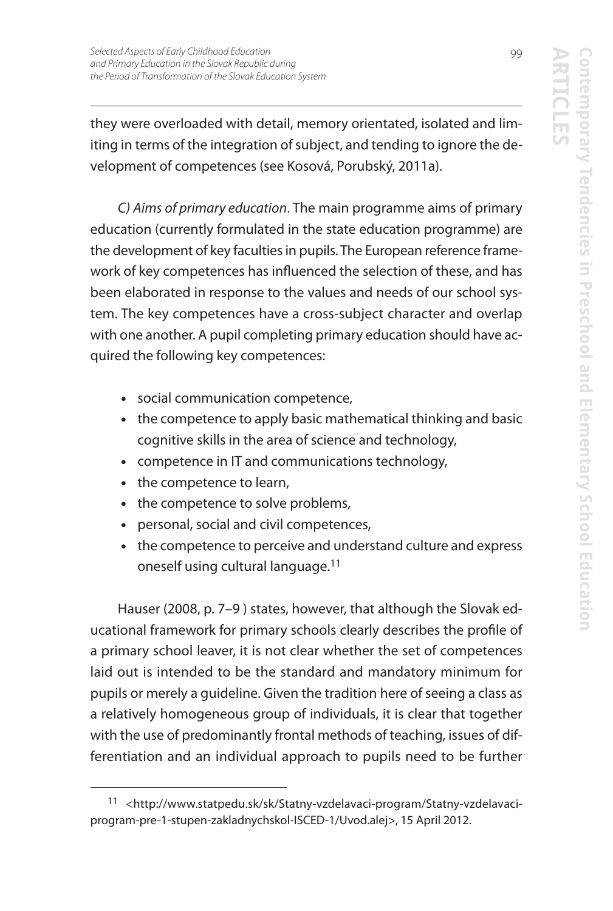they were overloaded with detail, memory orientated, isolated and limiting in terms of the integration of subject, and tending to ignore the development of competences (see Kosová, Porubský, 2011a).

*C) Aims of primary education*. The main programme aims of primary education (currently formulated in the state education programme) are the development of key faculties in pupils. The European reference framework of key competences has influenced the selection of these, and has been elaborated in response to the values and needs of our school system. The key competences have a cross-subject character and overlap with one another. A pupil completing primary education should have acquired the following key competences:

- social communication competence,
- the competence to apply basic mathematical thinking and basic cognitive skills in the area of science and technology,
- competence in IT and communications technology,
- the competence to learn,
- the competence to solve problems,
- personal, social and civil competences,
- the competence to perceive and understand culture and express oneself using cultural language.[11]

Hauser (2008, p. 7–9 ) states, however, that although the Slovak educational framework for primary schools clearly describes the profile of a primary school leaver, it is not clear whether the set of competences laid out is intended to be the standard and mandatory minimum for pupils or merely a guideline. Given the tradition here of seeing a class as a relatively homogeneous group of individuals, it is clear that together with the use of predominantly frontal methods of teaching, issues of differentiation and an individual approach to pupils need to be further

[11] <http://www.statpedu.sk/sk/Statny-vzdelavaci-program/Statny-vzdelavaci-program-pre-1-stupen-zakladnychskol-ISCED-1/Uvod.alej>, 15 April 2012.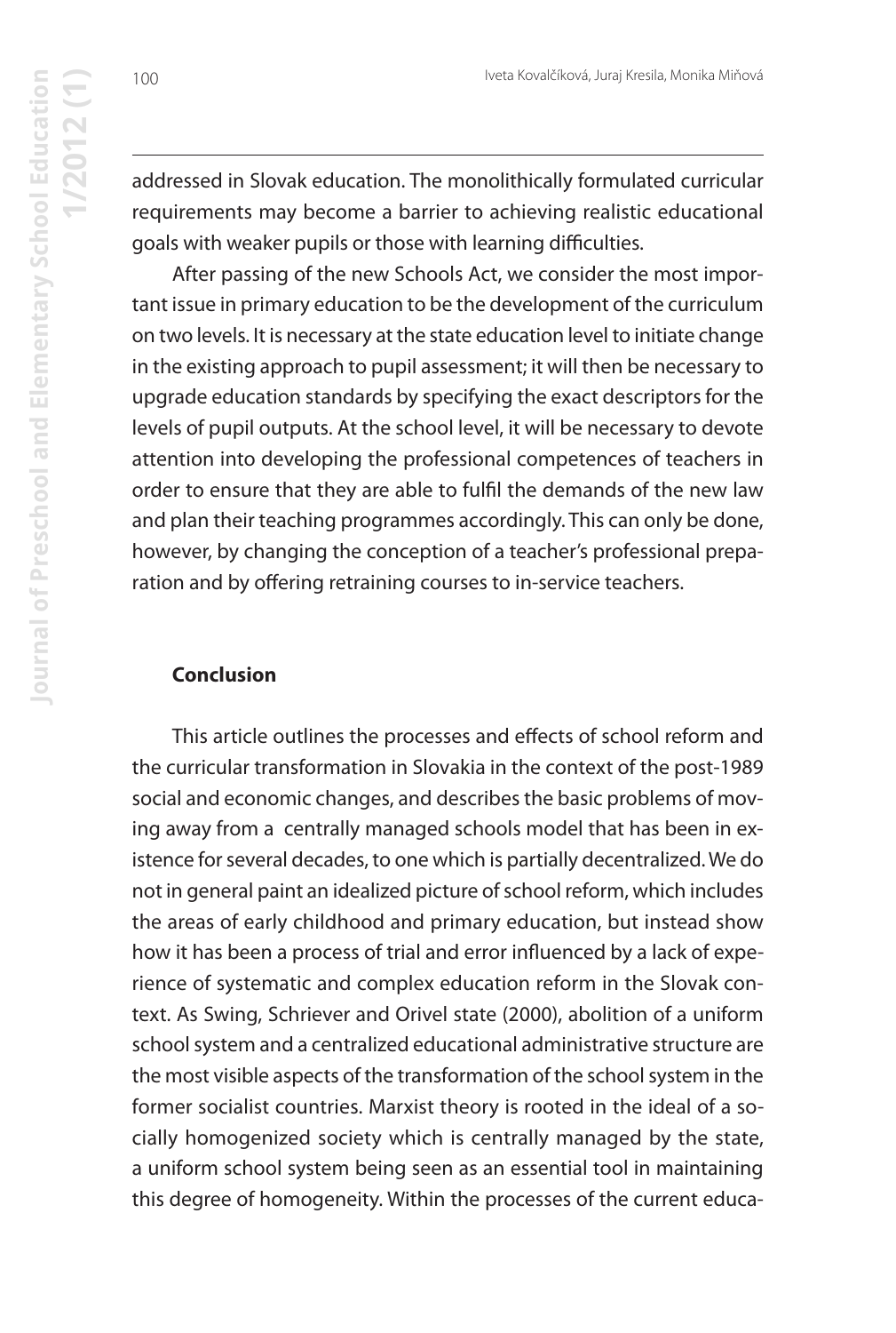addressed in Slovak education. The monolithically formulated curricular requirements may become a barrier to achieving realistic educational goals with weaker pupils or those with learning difficulties.

After passing of the new Schools Act, we consider the most important issue in primary education to be the development of the curriculum on two levels. It is necessary at the state education level to initiate change in the existing approach to pupil assessment; it will then be necessary to upgrade education standards by specifying the exact descriptors for the levels of pupil outputs. At the school level, it will be necessary to devote attention into developing the professional competences of teachers in order to ensure that they are able to fulfil the demands of the new law and plan their teaching programmes accordingly. This can only be done, however, by changing the conception of a teacher's professional preparation and by offering retraining courses to in-service teachers.

## Conclusion

This article outlines the processes and effects of school reform and the curricular transformation in Slovakia in the context of the post-1989 social and economic changes, and describes the basic problems of moving away from a centrally managed schools model that has been in existence for several decades, to one which is partially decentralized. We do not in general paint an idealized picture of school reform, which includes the areas of early childhood and primary education, but instead show how it has been a process of trial and error influenced by a lack of experience of systematic and complex education reform in the Slovak context. As Swing, Schriever and Orivel state (2000), abolition of a uniform school system and a centralized educational administrative structure are the most visible aspects of the transformation of the school system in the former socialist countries. Marxist theory is rooted in the ideal of a socially homogenized society which is centrally managed by the state, a uniform school system being seen as an essential tool in maintaining this degree of homogeneity. Within the processes of the current educa-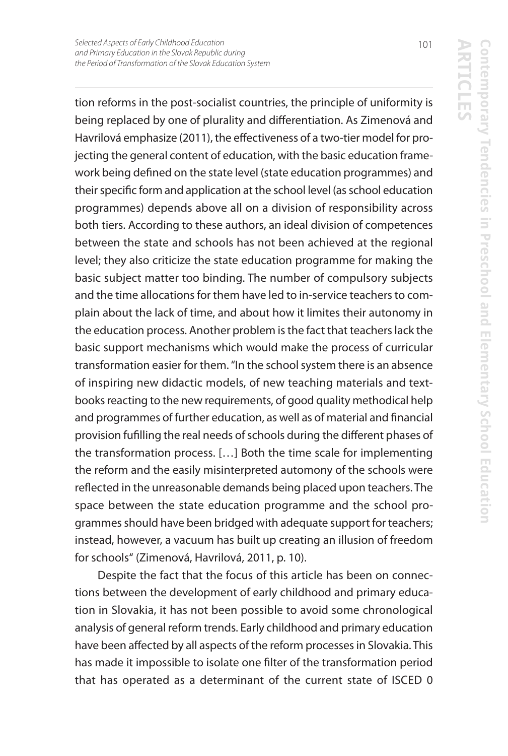tion reforms in the post-socialist countries, the principle of uniformity is being replaced by one of plurality and differentiation. As Zimenová and Havrilová emphasize (2011), the effectiveness of a two-tier model for projecting the general content of education, with the basic education framework being defined on the state level (state education programmes) and their specific form and application at the school level (as school education programmes) depends above all on a division of responsibility across both tiers. According to these authors, an ideal division of competences between the state and schools has not been achieved at the regional level; they also criticize the state education programme for making the basic subject matter too binding. The number of compulsory subjects and the time allocations for them have led to in-service teachers to complain about the lack of time, and about how it limites their autonomy in the education process. Another problem is the fact that teachers lack the basic support mechanisms which would make the process of curricular transformation easier for them. "In the school system there is an absence of inspiring new didactic models, of new teaching materials and textbooks reacting to the new requirements, of good quality methodical help and programmes of further education, as well as of material and financial provision fufilling the real needs of schools during the different phases of the transformation process. […] Both the time scale for implementing the reform and the easily misinterpreted automony of the schools were reflected in the unreasonable demands being placed upon teachers. The space between the state education programme and the school programmes should have been bridged with adequate support for teachers; instead, however, a vacuum has built up creating an illusion of freedom for schools" (Zimenová, Havrilová, 2011, p. 10).

Despite the fact that the focus of this article has been on connections between the development of early childhood and primary education in Slovakia, it has not been possible to avoid some chronological analysis of general reform trends. Early childhood and primary education have been affected by all aspects of the reform processes in Slovakia. This has made it impossible to isolate one filter of the transformation period that has operated as a determinant of the current state of ISCED 0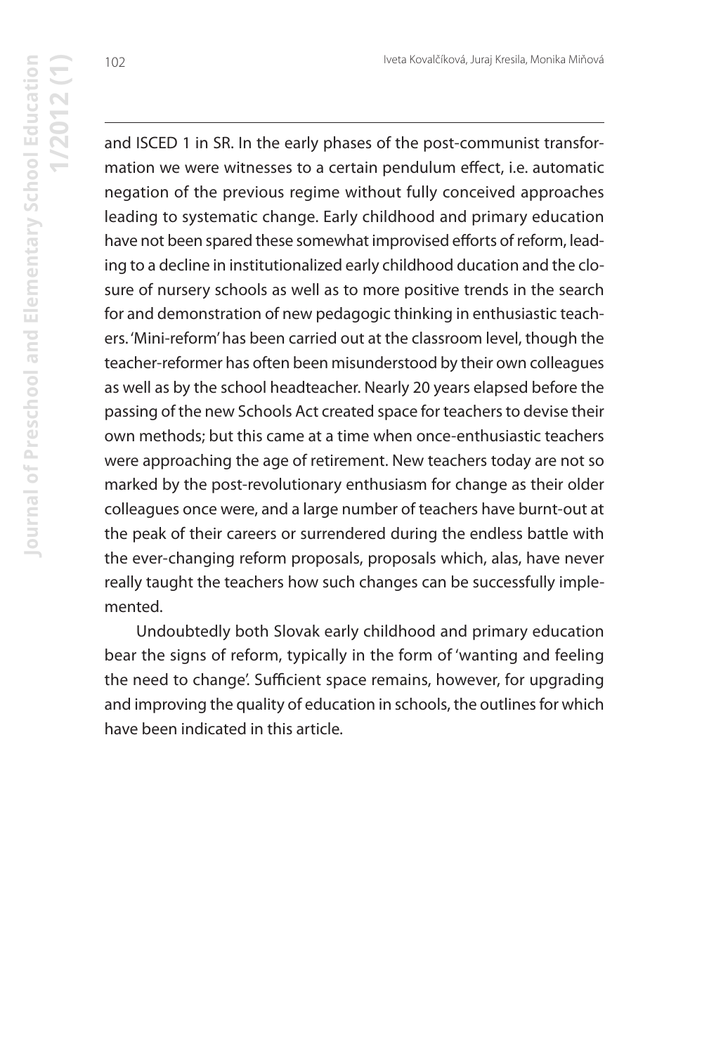and ISCED 1 in SR. In the early phases of the post-communist transformation we were witnesses to a certain pendulum effect, i.e. automatic negation of the previous regime without fully conceived approaches leading to systematic change. Early childhood and primary education have not been spared these somewhat improvised efforts of reform, leading to a decline in institutionalized early childhood ducation and the closure of nursery schools as well as to more positive trends in the search for and demonstration of new pedagogic thinking in enthusiastic teachers. 'Mini-reform' has been carried out at the classroom level, though the teacher-reformer has often been misunderstood by their own colleagues as well as by the school headteacher. Nearly 20 years elapsed before the passing of the new Schools Act created space for teachers to devise their own methods; but this came at a time when once-enthusiastic teachers were approaching the age of retirement. New teachers today are not so marked by the post-revolutionary enthusiasm for change as their older colleagues once were, and a large number of teachers have burnt-out at the peak of their careers or surrendered during the endless battle with the ever-changing reform proposals, proposals which, alas, have never really taught the teachers how such changes can be successfully implemented.

Undoubtedly both Slovak early childhood and primary education bear the signs of reform, typically in the form of 'wanting and feeling the need to change'. Sufficient space remains, however, for upgrading and improving the quality of education in schools, the outlines for which have been indicated in this article.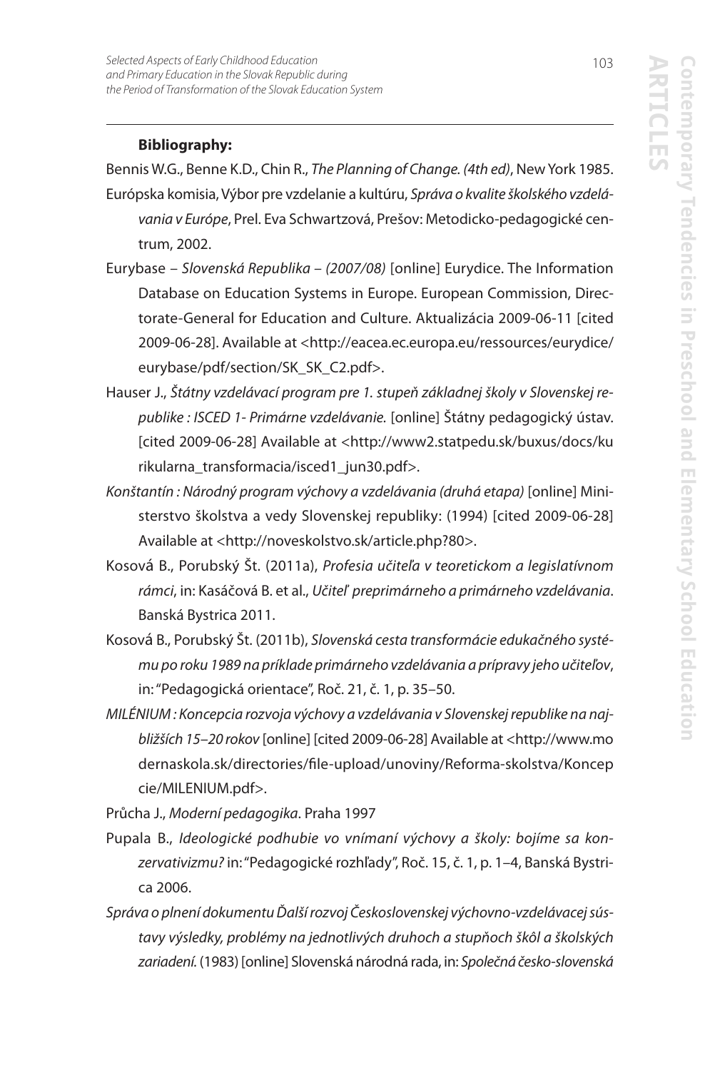**Bibliography:**

Bennis W.G., Benne K.D., Chin R., *The Planning of Change. (4th ed)*, New York 1985.

Európska komisia, Výbor pre vzdelanie a kultúru, *Správa o kvalite školského vzdelávania v Európe*, Prel. Eva Schwartzová, Prešov: Metodicko-pedagogické centrum, 2002.

Eurybase – *Slovenská Republika – (2007/08)* [online] Eurydice. The Information Database on Education Systems in Europe. European Commission, Directorate-General for Education and Culture. Aktualizácia 2009-06-11 [cited 2009-06-28]. Available at <http://eacea.ec.europa.eu/ressources/eurydice/eurybase/pdf/section/SK_SK_C2.pdf>.

Hauser J., *Štátny vzdelávací program pre 1. stupeň základnej školy v Slovenskej republike : ISCED 1- Primárne vzdelávanie.* [online] Štátny pedagogický ústav. [cited 2009-06-28] Available at <http://www2.statpedu.sk/buxus/docs/kurikularna_transformacia/isced1_jun30.pdf>.

*Konštantín : Národný program výchovy a vzdelávania (druhá etapa)* [online] Ministerstvo školstva a vedy Slovenskej republiky: (1994) [cited 2009-06-28] Available at <http://noveskolstvo.sk/article.php?80>.

Kosová B., Porubský Št. (2011a), *Profesia učiteľa v teoretickom a legislatívnom rámci*, in: Kasáčová B. et al., *Učiteľ preprimárneho a primárneho vzdelávania*. Banská Bystrica 2011.

Kosová B., Porubský Št. (2011b), *Slovenská cesta transformácie edukačného systému po roku 1989 na príklade primárneho vzdelávania a prípravy jeho učiteľov*, in: "Pedagogická orientace", Roč. 21, č. 1, p. 35–50.

*MILÉNIUM : Koncepcia rozvoja výchovy a vzdelávania v Slovenskej republike na najbližších 15–20 rokov* [online] [cited 2009-06-28] Available at <http://www.modernaskola.sk/directories/file-upload/unoviny/Reforma-skolstva/Koncepcie/MILENIUM.pdf>.

Průcha J., *Moderní pedagogika*. Praha 1997

Pupala B., *Ideologické podhubie vo vnímaní výchovy a školy: bojíme sa konzervativizmu?* in: "Pedagogické rozhľady", Roč. 15, č. 1, p. 1–4, Banská Bystrica 2006.

*Správa o plnení dokumentu Ďalší rozvoj Československej výchovno-vzdelávacej sústavy výsledky, problémy na jednotlivých druhoch a stupňoch škôl a školských zariadení.* (1983) [online] Slovenská národná rada, in: *Společná česko-slovenská*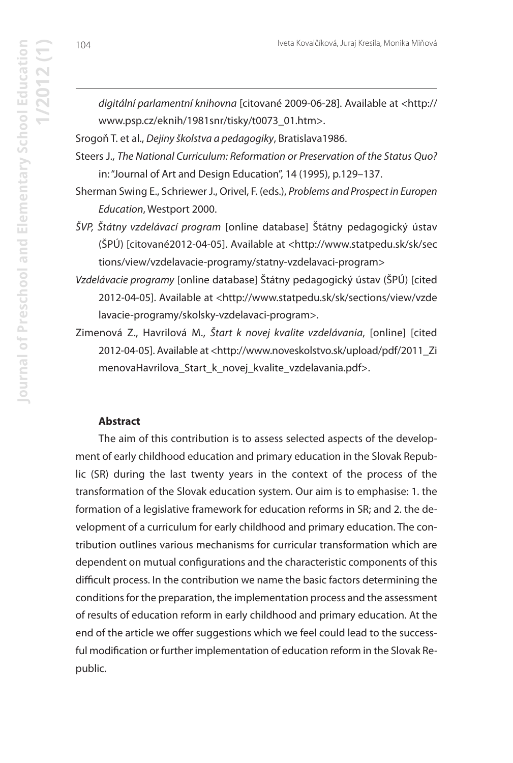*digitální parlamentní knihovna* [citované 2009-06-28]. Available at <http://www.psp.cz/eknih/1981snr/tisky/t0073_01.htm>.

Srogoň T. et al., *Dejiny školstva a pedagogiky*, Bratislava1986.

Steers J., *The National Curriculum: Reformation or Preservation of the Status Quo?* in: "Journal of Art and Design Education", 14 (1995), p.129–137.

Sherman Swing E., Schriewer J., Orivel, F. (eds.), *Problems and Prospect in Europen Education*, Westport 2000.

*ŠVP, Štátny vzdelávací program* [online database] Štátny pedagogický ústav (ŠPÚ) [citované2012-04-05]. Available at <http://www.statpedu.sk/sk/sections/view/vzdelavacie-programy/statny-vzdelavaci-program>

*Vzdelávacie programy* [online database] Štátny pedagogický ústav (ŠPÚ) [cited 2012-04-05]. Available at <http://www.statpedu.sk/sk/sections/view/vzdelavacie-programy/skolsky-vzdelavaci-program>.

Zimenová Z., Havrilová M., *Štart k novej kvalite vzdelávania*, [online] [cited 2012-04-05]. Available at <http://www.noveskolstvo.sk/upload/pdf/2011_ZimenovaHavrilova_Start_k_novej_kvalite_vzdelavania.pdf>.

**Abstract**

The aim of this contribution is to assess selected aspects of the development of early childhood education and primary education in the Slovak Republic (SR) during the last twenty years in the context of the process of the transformation of the Slovak education system. Our aim is to emphasise: 1. the formation of a legislative framework for education reforms in SR; and 2. the development of a curriculum for early childhood and primary education. The contribution outlines various mechanisms for curricular transformation which are dependent on mutual configurations and the characteristic components of this difficult process. In the contribution we name the basic factors determining the conditions for the preparation, the implementation process and the assessment of results of education reform in early childhood and primary education. At the end of the article we offer suggestions which we feel could lead to the successful modification or further implementation of education reform in the Slovak Republic.